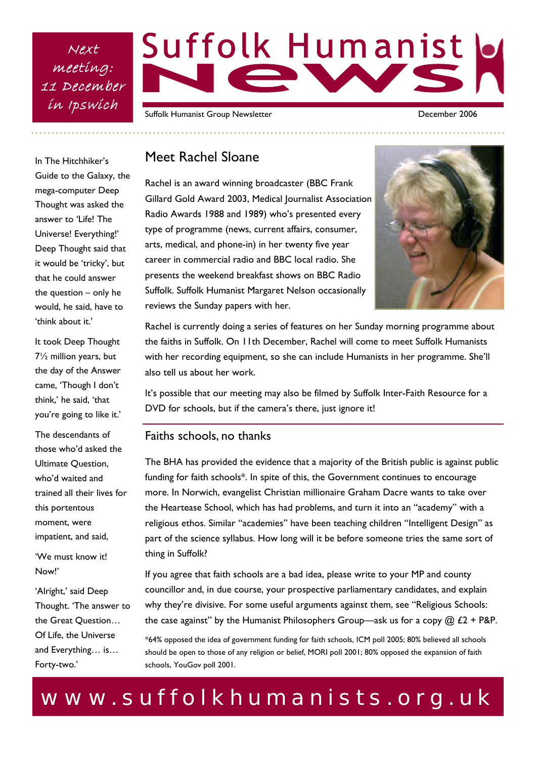Next meeting: 11 December in Ipswich

# Suffolk Humanist News

Suffolk Humanist Group Newsletter

December 2006

In The Hitchhiker's Guide to the Galaxy, the mega-computer Deep Thought was asked the answer to 'Life! The Universe! Everything!' Deep Thought said that it would be 'tricky', but that he could answer the question – only he would, he said, have to 'think about it.'

It took Deep Thought 7½ million years, but the day of the Answer came, 'Though I don't think,' he said, 'that you're going to like it.'

The descendants of those who'd asked the Ultimate Question, who'd waited and trained all their lives for this portentous moment, were impatient, and said,

'We must know it! Now!'

'Alright,' said Deep Thought. 'The answer to the Great Question… Of Life, the Universe and Everything… is… Forty-two.'

## Meet Rachel Sloane

Rachel is an award winning broadcaster (BBC Frank Gillard Gold Award 2003, Medical Journalist Association Radio Awards 1988 and 1989) who's presented every type of programme (news, current affairs, consumer, arts, medical, and phone-in) in her twenty five year career in commercial radio and BBC local radio. She presents the weekend breakfast shows on BBC Radio Suffolk. Suffolk Humanist Margaret Nelson occasionally reviews the Sunday papers with her.

Rachel is currently doing a series of features on her Sunday morning programme about the faiths in Suffolk. On 11th December, Rachel will come to meet Suffolk Humanists with her recording equipment, so she can include Humanists in her programme. She'll also tell us about her work.

It's possible that our meeting may also be filmed by Suffolk Inter-Faith Resource for a DVD for schools, but if the camera's there, just ignore it!

## Faiths schools, no thanks

The BHA has provided the evidence that a majority of the British public is against public funding for faith schools*. In spite of this, the Government continues to encourage more. In Norwich, evangelist Christian millionaire Graham Dacre wants to take over the Heartease School, which has had problems, and turn it into an "academy" with a religious ethos. Similar "academies" have been teaching children "Intelligent Design" as part of the science syllabus. How long will it be before someone tries the same sort of thing in Suffolk?

If you agree that faith schools are a bad idea, please write to your MP and county councillor and, in due course, your prospective parliamentary candidates, and explain why they're divisive. For some useful arguments against them, see "Religious Schools: the case against" by the Humanist Philosophers Group—ask us for a copy @ £2 + P&P.

*64% opposed the idea of government funding for faith schools, ICM poll 2005; 80% believed all schools should be open to those of any religion or belief, MORI poll 2001; 80% opposed the expansion of faith schools, YouGov poll 2001.

www.suffolkhumanists.org.uk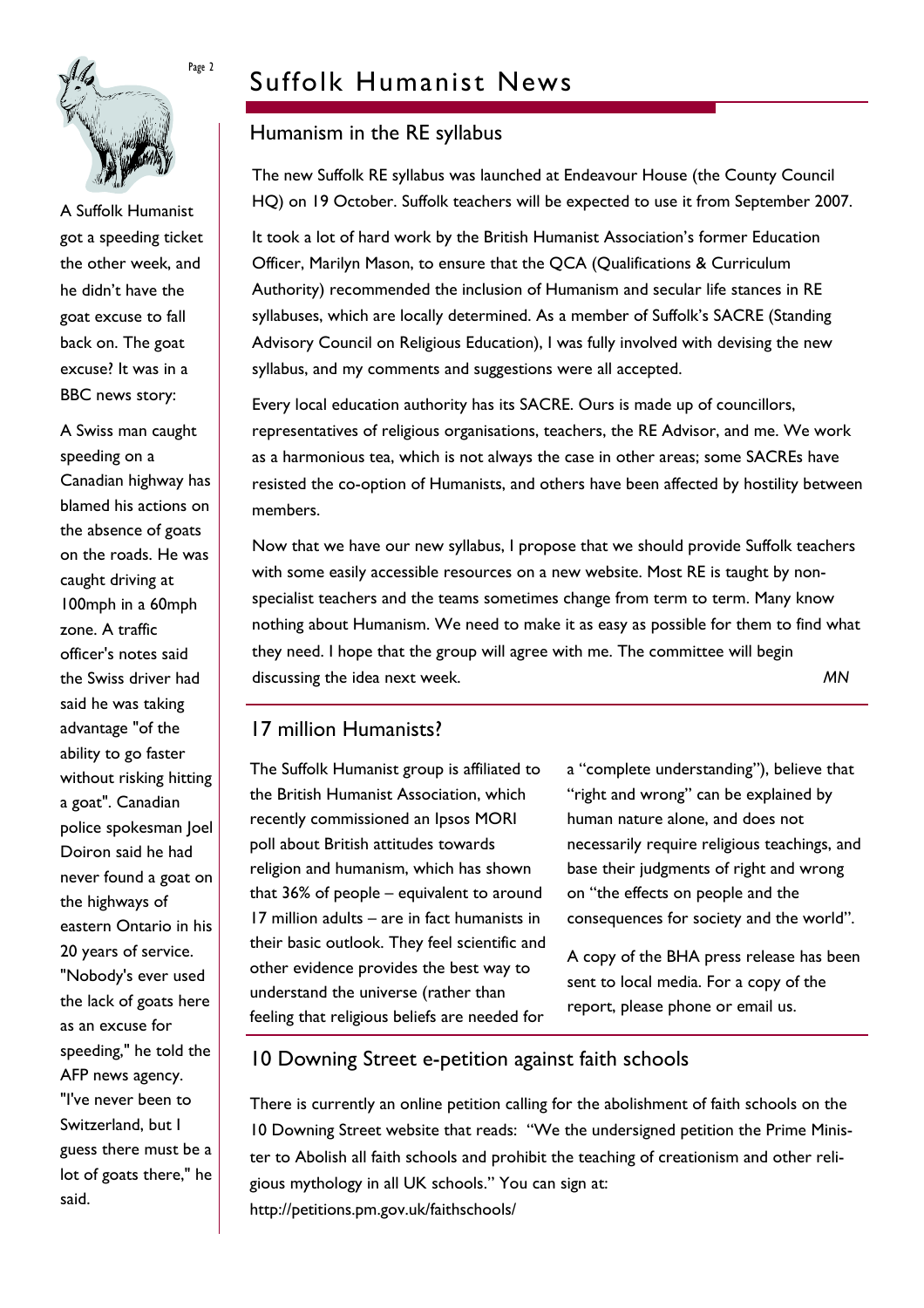# Suffolk Humanist News

## Humanism in the RE syllabus

The new Suffolk RE syllabus was launched at Endeavour House (the County Council HQ) on 19 October. Suffolk teachers will be expected to use it from September 2007.

It took a lot of hard work by the British Humanist Association's former Education Officer, Marilyn Mason, to ensure that the QCA (Qualifications & Curriculum Authority) recommended the inclusion of Humanism and secular life stances in RE syllabuses, which are locally determined. As a member of Suffolk's SACRE (Standing Advisory Council on Religious Education), I was fully involved with devising the new syllabus, and my comments and suggestions were all accepted.

Every local education authority has its SACRE. Ours is made up of councillors, representatives of religious organisations, teachers, the RE Advisor, and me. We work as a harmonious tea, which is not always the case in other areas; some SACREs have resisted the co-option of Humanists, and others have been affected by hostility between members.

Now that we have our new syllabus, I propose that we should provide Suffolk teachers with some easily accessible resources on a new website. Most RE is taught by non-specialist teachers and the teams sometimes change from term to term. Many know nothing about Humanism. We need to make it as easy as possible for them to find what they need. I hope that the group will agree with me. The committee will begin discussing the idea next week.

*MN*

## 17 million Humanists?

The Suffolk Humanist group is affiliated to the British Humanist Association, which recently commissioned an Ipsos MORI poll about British attitudes towards religion and humanism, which has shown that 36% of people – equivalent to around 17 million adults – are in fact humanists in their basic outlook. They feel scientific and other evidence provides the best way to understand the universe (rather than feeling that religious beliefs are needed for a "complete understanding"), believe that "right and wrong" can be explained by human nature alone, and does not necessarily require religious teachings, and base their judgments of right and wrong on "the effects on people and the consequences for society and the world".

A copy of the BHA press release has been sent to local media. For a copy of the report, please phone or email us.

## 10 Downing Street e-petition against faith schools

There is currently an online petition calling for the abolishment of faith schools on the 10 Downing Street website that reads: "We the undersigned petition the Prime Minister to Abolish all faith schools and prohibit the teaching of creationism and other religious mythology in all UK schools." You can sign at: http://petitions.pm.gov.uk/faithschools/

---

A Suffolk Humanist got a speeding ticket the other week, and he didn't have the goat excuse to fall back on. The goat excuse? It was in a BBC news story:

A Swiss man caught speeding on a Canadian highway has blamed his actions on the absence of goats on the roads. He was caught driving at 100mph in a 60mph zone. A traffic officer's notes said the Swiss driver had said he was taking advantage "of the ability to go faster without risking hitting a goat". Canadian police spokesman Joel Doiron said he had never found a goat on the highways of eastern Ontario in his 20 years of service. "Nobody's ever used the lack of goats here as an excuse for speeding," he told the AFP news agency. "I've never been to Switzerland, but I guess there must be a lot of goats there," he said.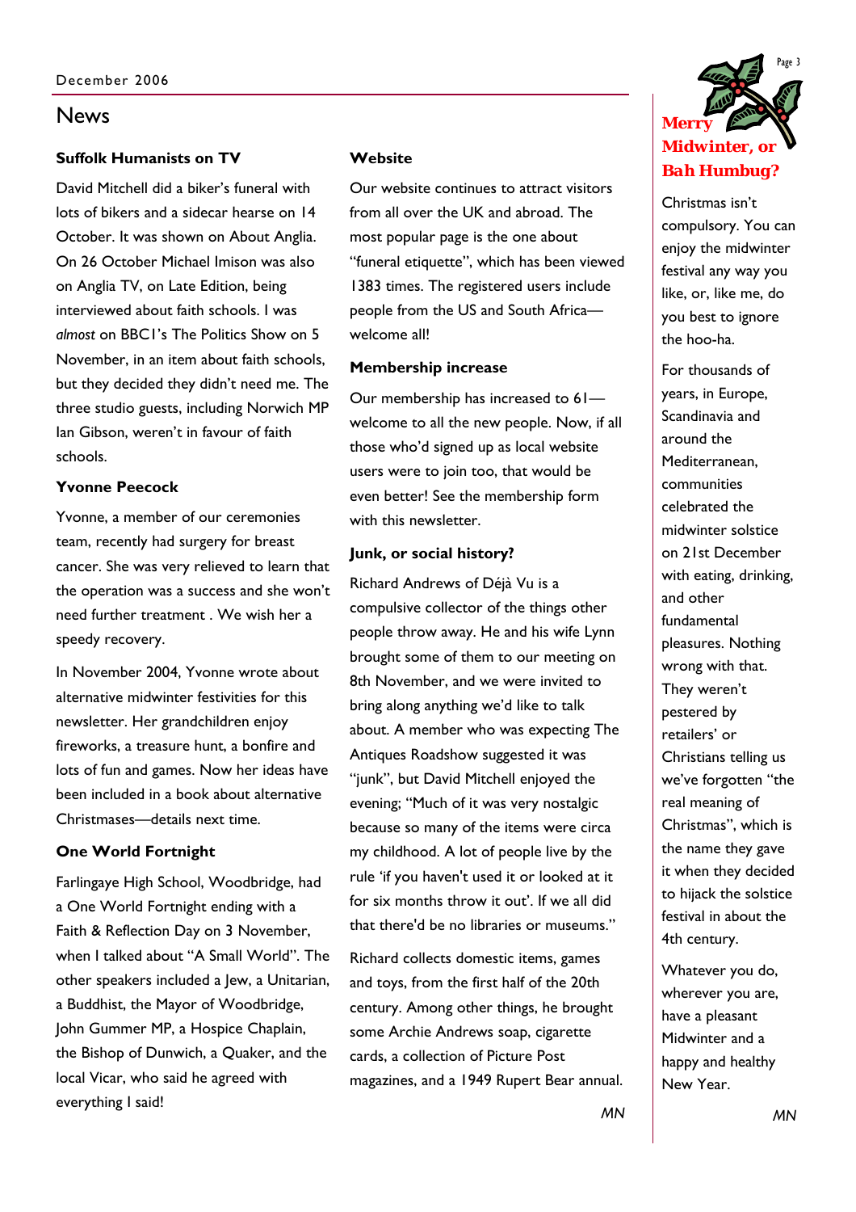# News

### Suffolk Humanists on TV

David Mitchell did a biker's funeral with lots of bikers and a sidecar hearse on 14 October. It was shown on About Anglia. On 26 October Michael Imison was also on Anglia TV, on Late Edition, being interviewed about faith schools. I was *almost* on BBC1's The Politics Show on 5 November, in an item about faith schools, but they decided they didn't need me. The three studio guests, including Norwich MP Ian Gibson, weren't in favour of faith schools.

### Yvonne Peecock

Yvonne, a member of our ceremonies team, recently had surgery for breast cancer. She was very relieved to learn that the operation was a success and she won't need further treatment . We wish her a speedy recovery.

In November 2004, Yvonne wrote about alternative midwinter festivities for this newsletter. Her grandchildren enjoy fireworks, a treasure hunt, a bonfire and lots of fun and games. Now her ideas have been included in a book about alternative Christmases—details next time.

### One World Fortnight

Farlingaye High School, Woodbridge, had a One World Fortnight ending with a Faith & Reflection Day on 3 November, when I talked about "A Small World". The other speakers included a Jew, a Unitarian, a Buddhist, the Mayor of Woodbridge, John Gummer MP, a Hospice Chaplain, the Bishop of Dunwich, a Quaker, and the local Vicar, who said he agreed with everything I said!

### Website

Our website continues to attract visitors from all over the UK and abroad. The most popular page is the one about "funeral etiquette", which has been viewed 1383 times. The registered users include people from the US and South Africa—welcome all!

### Membership increase

Our membership has increased to 61—welcome to all the new people. Now, if all those who'd signed up as local website users were to join too, that would be even better! See the membership form with this newsletter.

### Junk, or social history?

Richard Andrews of Déjà Vu is a compulsive collector of the things other people throw away. He and his wife Lynn brought some of them to our meeting on 8th November, and we were invited to bring along anything we'd like to talk about. A member who was expecting The Antiques Roadshow suggested it was "junk", but David Mitchell enjoyed the evening; "Much of it was very nostalgic because so many of the items were circa my childhood. A lot of people live by the rule 'if you haven't used it or looked at it for six months throw it out'. If we all did that there'd be no libraries or museums."

Richard collects domestic items, games and toys, from the first half of the 20th century. Among other things, he brought some Archie Andrews soap, cigarette cards, a collection of Picture Post magazines, and a 1949 Rupert Bear annual.

*MN*

## *Merry Midwinter, or Bah Humbug?*

Christmas isn't compulsory. You can enjoy the midwinter festival any way you like, or, like me, do you best to ignore the hoo-ha.

For thousands of years, in Europe, Scandinavia and around the Mediterranean, communities celebrated the midwinter solstice on 21st December with eating, drinking, and other fundamental pleasures. Nothing wrong with that. They weren't pestered by retailers' or Christians telling us we've forgotten "the real meaning of Christmas", which is the name they gave it when they decided to hijack the solstice festival in about the 4th century.

Whatever you do, wherever you are, have a pleasant Midwinter and a happy and healthy New Year.

*MN*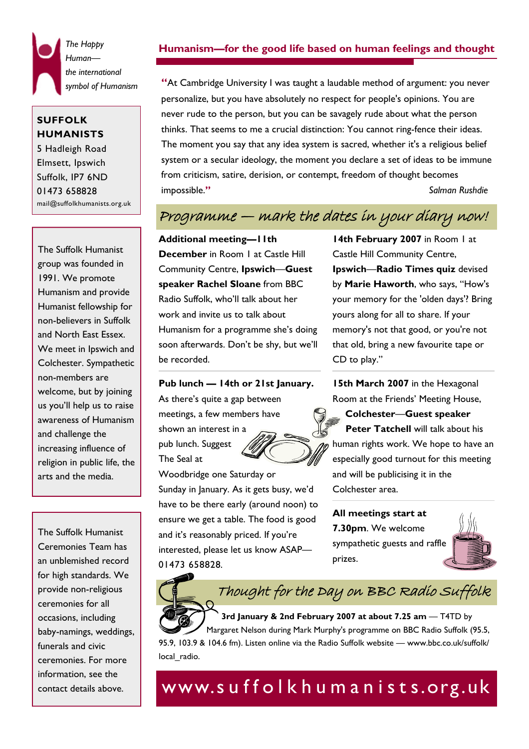*The Happy Human—the international symbol of Humanism*

**SUFFOLK HUMANISTS**
5 Hadleigh Road
Elmsett, Ipswich
Suffolk, IP7 6ND
01473 658828
mail@suffolkhumanists.org.uk

The Suffolk Humanist group was founded in 1991. We promote Humanism and provide Humanist fellowship for non-believers in Suffolk and North East Essex. We meet in Ipswich and Colchester. Sympathetic non-members are welcome, but by joining us you'll help us to raise awareness of Humanism and challenge the increasing influence of religion in public life, the arts and the media.

The Suffolk Humanist Ceremonies Team has an unblemished record for high standards. We provide non-religious ceremonies for all occasions, including baby-namings, weddings, funerals and civic ceremonies. For more information, see the contact details above.

## Humanism—for the good life based on human feelings and thought

"At Cambridge University I was taught a laudable method of argument: you never personalize, but you have absolutely no respect for people's opinions. You are never rude to the person, but you can be savagely rude about what the person thinks. That seems to me a crucial distinction: You cannot ring-fence their ideas. The moment you say that any idea system is sacred, whether it's a religious belief system or a secular ideology, the moment you declare a set of ideas to be immune from criticism, satire, derision, or contempt, freedom of thought becomes impossible." *Salman Rushdie*

## Programme — mark the dates in your diary now!

**Additional meeting—11th December** in Room 1 at Castle Hill Community Centre, **Ipswich**—**Guest speaker Rachel Sloane** from BBC Radio Suffolk, who'll talk about her work and invite us to talk about Humanism for a programme she's doing soon afterwards. Don't be shy, but we'll be recorded.

**Pub lunch — 14th or 21st January.** As there's quite a gap between meetings, a few members have shown an interest in a pub lunch. Suggest The Seal at Woodbridge one Saturday or Sunday in January. As it gets busy, we'd have to be there early (around noon) to ensure we get a table. The food is good and it's reasonably priced. If you're interested, please let us know ASAP—01473 658828.

**14th February 2007** in Room 1 at Castle Hill Community Centre, **Ipswich**—**Radio Times quiz** devised by **Marie Haworth**, who says, "How's your memory for the 'olden days'? Bring yours along for all to share. If your memory's not that good, or you're not that old, bring a new favourite tape or CD to play."

**15th March 2007** in the Hexagonal Room at the Friends' Meeting House, **Colchester**—**Guest speaker Peter Tatchell** will talk about his human rights work. We hope to have an especially good turnout for this meeting and will be publicising it in the Colchester area.

**All meetings start at 7.30pm**. We welcome sympathetic guests and raffle prizes.

## Thought for the Day on BBC Radio Suffolk

**3rd January & 2nd February 2007 at about 7.25 am** — T4TD by Margaret Nelson during Mark Murphy's programme on BBC Radio Suffolk (95.5, 95.9, 103.9 & 104.6 fm). Listen online via the Radio Suffolk website — www.bbc.co.uk/suffolk/local_radio.

# www.suffolkhumanists.org.uk